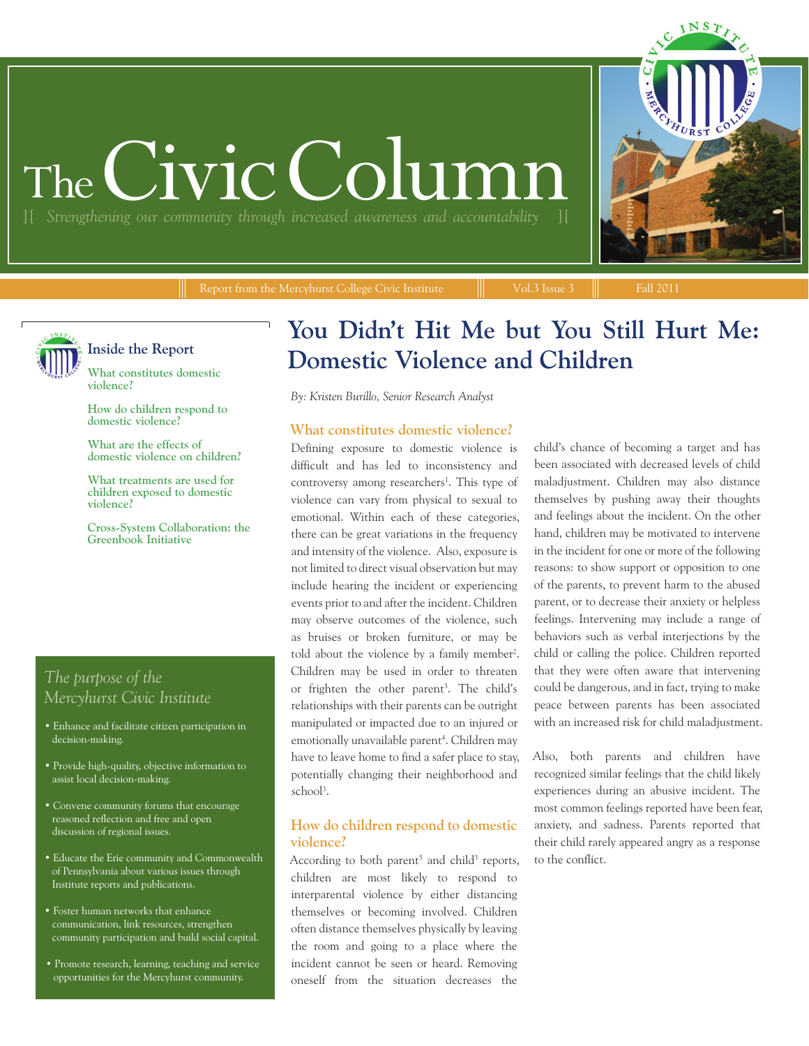# The Civic Column

][ *Strengthening our community through increased awareness and accountability* ][

Report from the Mercyhurst College Civic Institute ||| Vol.3 Issue 3 ||| Fall 2011

## Inside the Report

- What constitutes domestic violence?
- How do children respond to domestic violence?
- What are the effects of domestic violence on children?
- What treatments are used for children exposed to domestic violence?
- Cross-System Collaboration: the Greenbook Initiative

### *The purpose of the Mercyhurst Civic Institute*

- Enhance and facilitate citizen participation in decision-making.
- Provide high-quality, objective information to assist local decision-making.
- Convene community forums that encourage reasoned reflection and free and open discussion of regional issues.
- Educate the Erie community and Commonwealth of Pennsylvania about various issues through Institute reports and publications.
- Foster human networks that enhance communication, link resources, strengthen community participation and build social capital.
- Promote research, learning, teaching and service opportunities for the Mercyhurst community.

# You Didn't Hit Me but You Still Hurt Me: Domestic Violence and Children

*By: Kristen Burillo, Senior Research Analyst*

## What constitutes domestic violence?

Defining exposure to domestic violence is difficult and has led to inconsistency and controversy among researchers[1]. This type of violence can vary from physical to sexual to emotional. Within each of these categories, there can be great variations in the frequency and intensity of the violence. Also, exposure is not limited to direct visual observation but may include hearing the incident or experiencing events prior to and after the incident. Children may observe outcomes of the violence, such as bruises or broken furniture, or may be told about the violence by a family member[2]. Children may be used in order to threaten or frighten the other parent[3]. The child's relationships with their parents can be outright manipulated or impacted due to an injured or emotionally unavailable parent[4]. Children may have to leave home to find a safer place to stay, potentially changing their neighborhood and school[3].

## How do children respond to domestic violence?

According to both parent[5] and child[3] reports, children are most likely to respond to interparental violence by either distancing themselves or becoming involved. Children often distance themselves physically by leaving the room and going to a place where the incident cannot be seen or heard. Removing oneself from the situation decreases the child's chance of becoming a target and has been associated with decreased levels of child maladjustment. Children may also distance themselves by pushing away their thoughts and feelings about the incident. On the other hand, children may be motivated to intervene in the incident for one or more of the following reasons: to show support or opposition to one of the parents, to prevent harm to the abused parent, or to decrease their anxiety or helpless feelings. Intervening may include a range of behaviors such as verbal interjections by the child or calling the police. Children reported that they were often aware that intervening could be dangerous, and in fact, trying to make peace between parents has been associated with an increased risk for child maladjustment.

Also, both parents and children have recognized similar feelings that the child likely experiences during an abusive incident. The most common feelings reported have been fear, anxiety, and sadness. Parents reported that their child rarely appeared angry as a response to the conflict.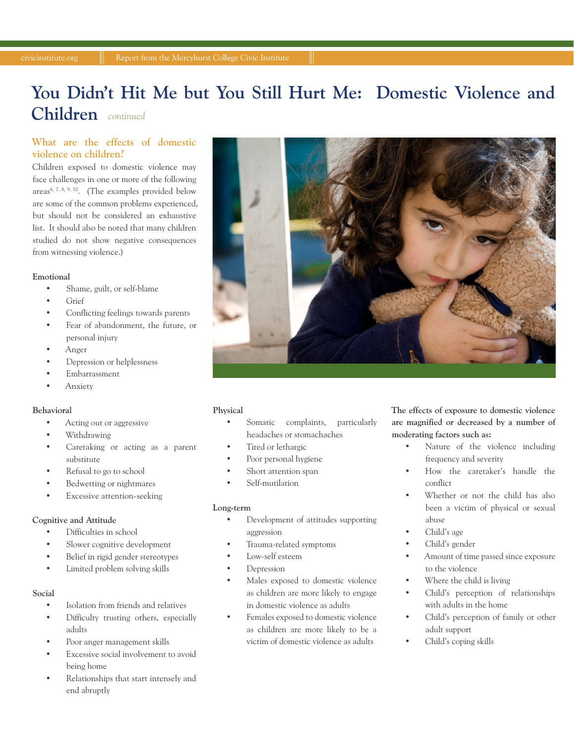# You Didn't Hit Me but You Still Hurt Me: Domestic Violence and Children *continued*

## What are the effects of domestic violence on children?

Children exposed to domestic violence may face challenges in one or more of the following areas[6, 7, 8, 9, 10]. (The examples provided below are some of the common problems experienced, but should not be considered an exhaustive list. It should also be noted that many children studied do not show negative consequences from witnessing violence.)

**Emotional**

- Shame, guilt, or self-blame
- Grief
- Conflicting feelings towards parents
- Fear of abandonment, the future, or personal injury
- Anger
- Depression or helplessness
- Embarrassment
- Anxiety

**Behavioral**

- Acting out or aggressive
- Withdrawing
- Caretaking or acting as a parent substitute
- Refusal to go to school
- Bedwetting or nightmares
- Excessive attention-seeking

**Cognitive and Attitude**

- Difficulties in school
- Slower cognitive development
- Belief in rigid gender stereotypes
- Limited problem solving skills

**Social**

- Isolation from friends and relatives
- Difficulty trusting others, especially adults
- Poor anger management skills
- Excessive social involvement to avoid being home
- Relationships that start intensely and end abruptly

**Physical**

- Somatic complaints, particularly headaches or stomachaches
- Tired or lethargic
- Poor personal hygiene
- Short attention span
- Self-mutilation

**Long-term**

- Development of attitudes supporting aggression
- Trauma-related symptoms
- Low-self esteem
- Depression
- Males exposed to domestic violence as children are more likely to engage in domestic violence as adults
- Females exposed to domestic violence as children are more likely to be a victim of domestic violence as adults

**The effects of exposure to domestic violence are magnified or decreased by a number of moderating factors such as:**

- Nature of the violence including frequency and severity
- How the caretaker's handle the conflict
- Whether or not the child has also been a victim of physical or sexual abuse
- Child's age
- Child's gender
- Amount of time passed since exposure to the violence
- Where the child is living
- Child's perception of relationships with adults in the home
- Child's perception of family or other adult support
- Child's coping skills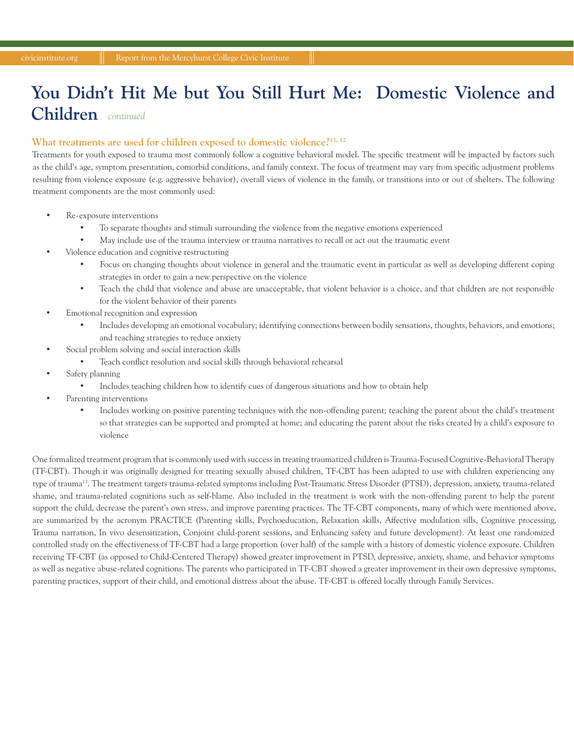# You Didn't Hit Me but You Still Hurt Me: Domestic Violence and Children *continued*

## What treatments are used for children exposed to domestic violence?[11, 12]

Treatments for youth exposed to trauma most commonly follow a cognitive behavioral model. The specific treatment will be impacted by factors such as the child's age, symptom presentation, comorbid conditions, and family context. The focus of treatment may vary from specific adjustment problems resulting from violence exposure (e.g. aggressive behavior), overall views of violence in the family, or transitions into or out of shelters. The following treatment components are the most commonly used:

- Re-exposure interventions
  - To separate thoughts and stimuli surrounding the violence from the negative emotions experienced
  - May include use of the trauma interview or trauma narratives to recall or act out the traumatic event
- Violence education and cognitive restructuring
  - Focus on changing thoughts about violence in general and the traumatic event in particular as well as developing different coping strategies in order to gain a new perspective on the violence
  - Teach the child that violence and abuse are unacceptable, that violent behavior is a choice, and that children are not responsible for the violent behavior of their parents
- Emotional recognition and expression
  - Includes developing an emotional vocabulary; identifying connections between bodily sensations, thoughts, behaviors, and emotions; and teaching strategies to reduce anxiety
- Social problem solving and social interaction skills
  - Teach conflict resolution and social skills through behavioral rehearsal
- Safety planning
  - Includes teaching children how to identify cues of dangerous situations and how to obtain help
- Parenting interventions
  - Includes working on positive parenting techniques with the non-offending parent; teaching the parent about the child's treatment so that strategies can be supported and prompted at home; and educating the parent about the risks created by a child's exposure to violence

One formalized treatment program that is commonly used with success in treating traumatized children is Trauma-Focused Cognitive-Behavioral Therapy (TF-CBT). Though it was originally designed for treating sexually abused children, TF-CBT has been adapted to use with children experiencing any type of trauma[13]. The treatment targets trauma-related symptoms including Post-Traumatic Stress Disorder (PTSD), depression, anxiety, trauma-related shame, and trauma-related cognitions such as self-blame. Also included in the treatment is work with the non-offending parent to help the parent support the child, decrease the parent's own stress, and improve parenting practices. The TF-CBT components, many of which were mentioned above, are summarized by the acronym PRACTICE (Parenting skills, Psychoeducation, Relaxation skills, Affective modulation sills, Cognitive processing, Trauma narration, In vivo desensitization, Conjoint child-parent sessions, and Enhancing safety and future development). At least one randomized controlled study on the effectiveness of TF-CBT had a large proportion (over half) of the sample with a history of domestic violence exposure. Children receiving TF-CBT (as opposed to Child-Centered Therapy) showed greater improvement in PTSD, depressive, anxiety, shame, and behavior symptoms as well as negative abuse-related cognitions. The parents who participated in TF-CBT showed a greater improvement in their own depressive symptoms, parenting practices, support of their child, and emotional distress about the abuse. TF-CBT is offered locally through Family Services.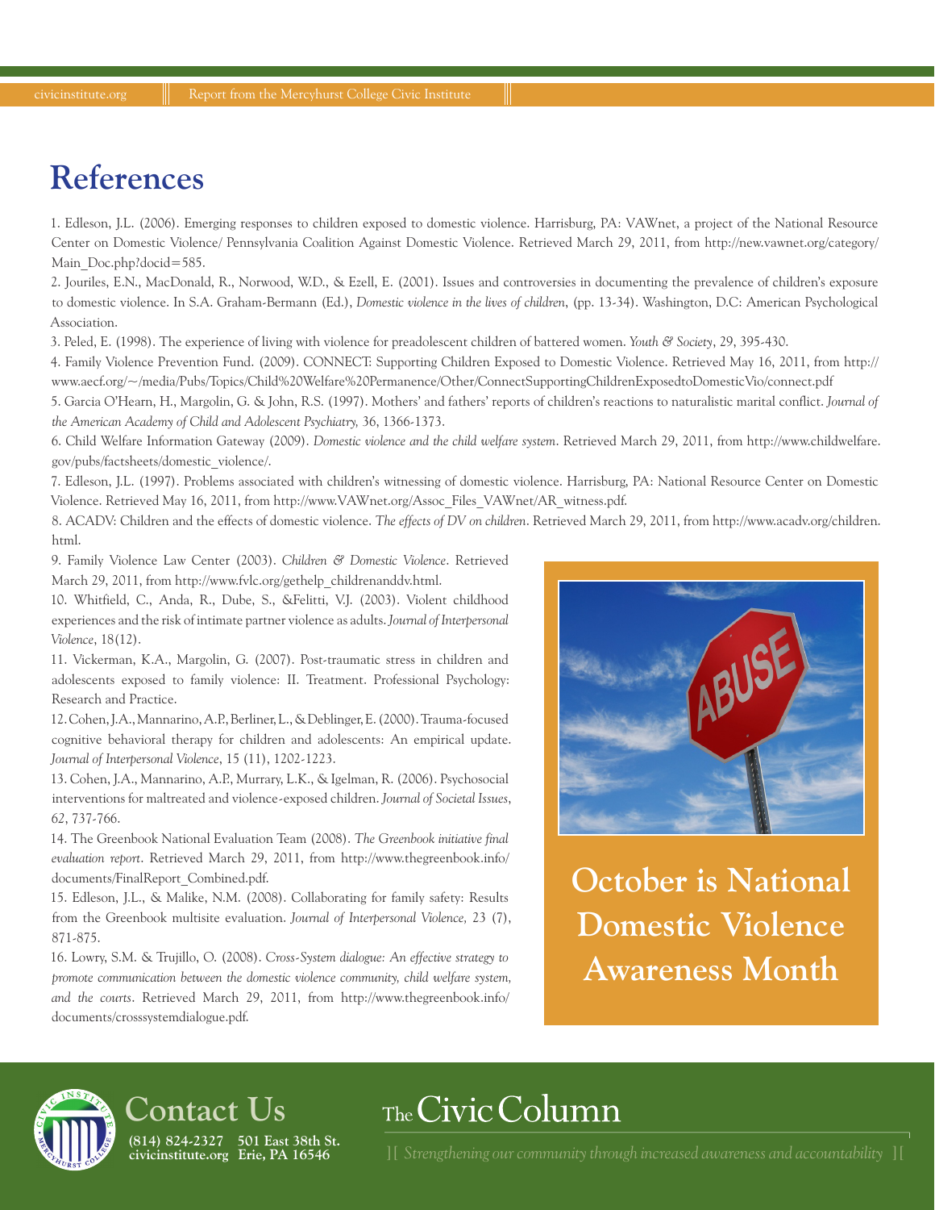# References

1. Edleson, J.L. (2006). Emerging responses to children exposed to domestic violence. Harrisburg, PA: VAWnet, a project of the National Resource Center on Domestic Violence/ Pennsylvania Coalition Against Domestic Violence. Retrieved March 29, 2011, from http://new.vawnet.org/category/Main_Doc.php?docid=585.

2. Jouriles, E.N., MacDonald, R., Norwood, W.D., & Ezell, E. (2001). Issues and controversies in documenting the prevalence of children's exposure to domestic violence. In S.A. Graham-Bermann (Ed.), *Domestic violence in the lives of children*, (pp. 13-34). Washington, D.C: American Psychological Association.

3. Peled, E. (1998). The experience of living with violence for preadolescent children of battered women. *Youth & Society*, 29, 395-430.

4. Family Violence Prevention Fund. (2009). CONNECT: Supporting Children Exposed to Domestic Violence. Retrieved May 16, 2011, from http://www.aecf.org/~/media/Pubs/Topics/Child%20Welfare%20Permanence/Other/ConnectSupportingChildrenExposedtoDomesticVio/connect.pdf

5. Garcia O'Hearn, H., Margolin, G. & John, R.S. (1997). Mothers' and fathers' reports of children's reactions to naturalistic marital conflict. *Journal of the American Academy of Child and Adolescent Psychiatry,* 36, 1366-1373.

6. Child Welfare Information Gateway (2009). *Domestic violence and the child welfare system*. Retrieved March 29, 2011, from http://www.childwelfare.gov/pubs/factsheets/domestic_violence/.

7. Edleson, J.L. (1997). Problems associated with children's witnessing of domestic violence. Harrisburg, PA: National Resource Center on Domestic Violence. Retrieved May 16, 2011, from http://www.VAWnet.org/Assoc_Files_VAWnet/AR_witness.pdf.

8. ACADV: Children and the effects of domestic violence. *The effects of DV on children*. Retrieved March 29, 2011, from http://www.acadv.org/children.html.

9. Family Violence Law Center (2003). *Children & Domestic Violence*. Retrieved March 29, 2011, from http://www.fvlc.org/gethelp_childrenanddv.html.

10. Whitfield, C., Anda, R., Dube, S., &Felitti, V.J. (2003). Violent childhood experiences and the risk of intimate partner violence as adults. *Journal of Interpersonal Violence*, 18(12).

11. Vickerman, K.A., Margolin, G. (2007). Post-traumatic stress in children and adolescents exposed to family violence: II. Treatment. Professional Psychology: Research and Practice.

12. Cohen, J.A., Mannarino, A.P., Berliner, L., & Deblinger, E. (2000). Trauma-focused cognitive behavioral therapy for children and adolescents: An empirical update. *Journal of Interpersonal Violence*, 15 (11), 1202-1223.

13. Cohen, J.A., Mannarino, A.P., Murrary, L.K., & Igelman, R. (2006). Psychosocial interventions for maltreated and violence-exposed children. *Journal of Societal Issues*, 62, 737-766.

14. The Greenbook National Evaluation Team (2008). *The Greenbook initiative final evaluation report*. Retrieved March 29, 2011, from http://www.thegreenbook.info/documents/FinalReport_Combined.pdf.

15. Edleson, J.L., & Malike, N.M. (2008). Collaborating for family safety: Results from the Greenbook multisite evaluation. *Journal of Interpersonal Violence,* 23 (7), 871-875.

16. Lowry, S.M. & Trujillo, O. (2008). *Cross-System dialogue: An effective strategy to promote communication between the domestic violence community, child welfare system, and the courts*. Retrieved March 29, 2011, from http://www.thegreenbook.info/documents/crosssystemdialogue.pdf.

**October is National Domestic Violence Awareness Month**

## Contact Us

**(814) 824-2327 501 East 38th St.**
**civicinstitute.org Erie, PA 16546**

The Civic Column

*Strengthening our community through increased awareness and accountability*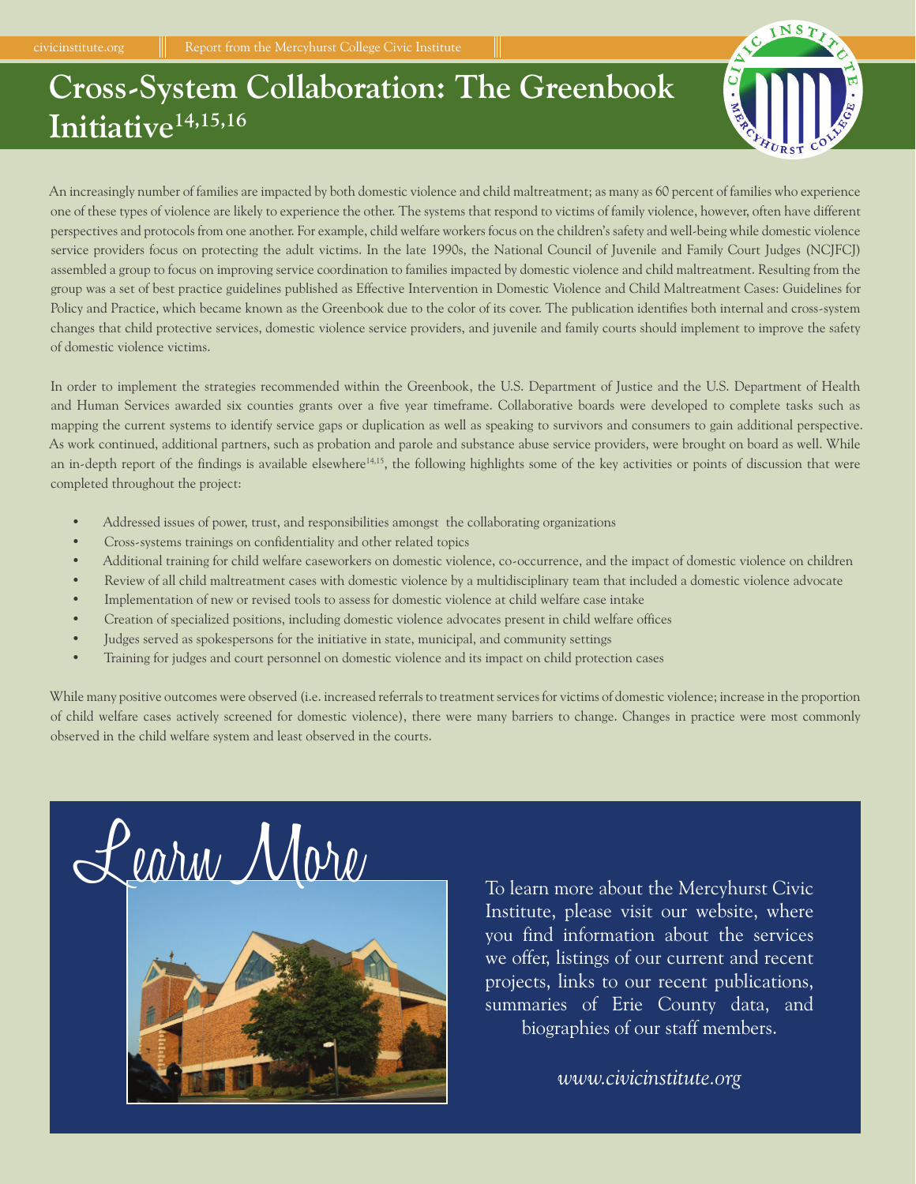# Cross-System Collaboration: The Greenbook Initiative[14,15,16]

An increasingly number of families are impacted by both domestic violence and child maltreatment; as many as 60 percent of families who experience one of these types of violence are likely to experience the other. The systems that respond to victims of family violence, however, often have different perspectives and protocols from one another. For example, child welfare workers focus on the children's safety and well-being while domestic violence service providers focus on protecting the adult victims. In the late 1990s, the National Council of Juvenile and Family Court Judges (NCJFCJ) assembled a group to focus on improving service coordination to families impacted by domestic violence and child maltreatment. Resulting from the group was a set of best practice guidelines published as Effective Intervention in Domestic Violence and Child Maltreatment Cases: Guidelines for Policy and Practice, which became known as the Greenbook due to the color of its cover. The publication identifies both internal and cross-system changes that child protective services, domestic violence service providers, and juvenile and family courts should implement to improve the safety of domestic violence victims.

In order to implement the strategies recommended within the Greenbook, the U.S. Department of Justice and the U.S. Department of Health and Human Services awarded six counties grants over a five year timeframe. Collaborative boards were developed to complete tasks such as mapping the current systems to identify service gaps or duplication as well as speaking to survivors and consumers to gain additional perspective. As work continued, additional partners, such as probation and parole and substance abuse service providers, were brought on board as well. While an in-depth report of the findings is available elsewhere[14,15], the following highlights some of the key activities or points of discussion that were completed throughout the project:

- Addressed issues of power, trust, and responsibilities amongst the collaborating organizations
- Cross-systems trainings on confidentiality and other related topics
- Additional training for child welfare caseworkers on domestic violence, co-occurrence, and the impact of domestic violence on children
- Review of all child maltreatment cases with domestic violence by a multidisciplinary team that included a domestic violence advocate
- Implementation of new or revised tools to assess for domestic violence at child welfare case intake
- Creation of specialized positions, including domestic violence advocates present in child welfare offices
- Judges served as spokespersons for the initiative in state, municipal, and community settings
- Training for judges and court personnel on domestic violence and its impact on child protection cases

While many positive outcomes were observed (i.e. increased referrals to treatment services for victims of domestic violence; increase in the proportion of child welfare cases actively screened for domestic violence), there were many barriers to change. Changes in practice were most commonly observed in the child welfare system and least observed in the courts.

## Learn More

To learn more about the Mercyhurst Civic Institute, please visit our website, where you find information about the services we offer, listings of our current and recent projects, links to our recent publications, summaries of Erie County data, and biographies of our staff members.

*www.civicinstitute.org*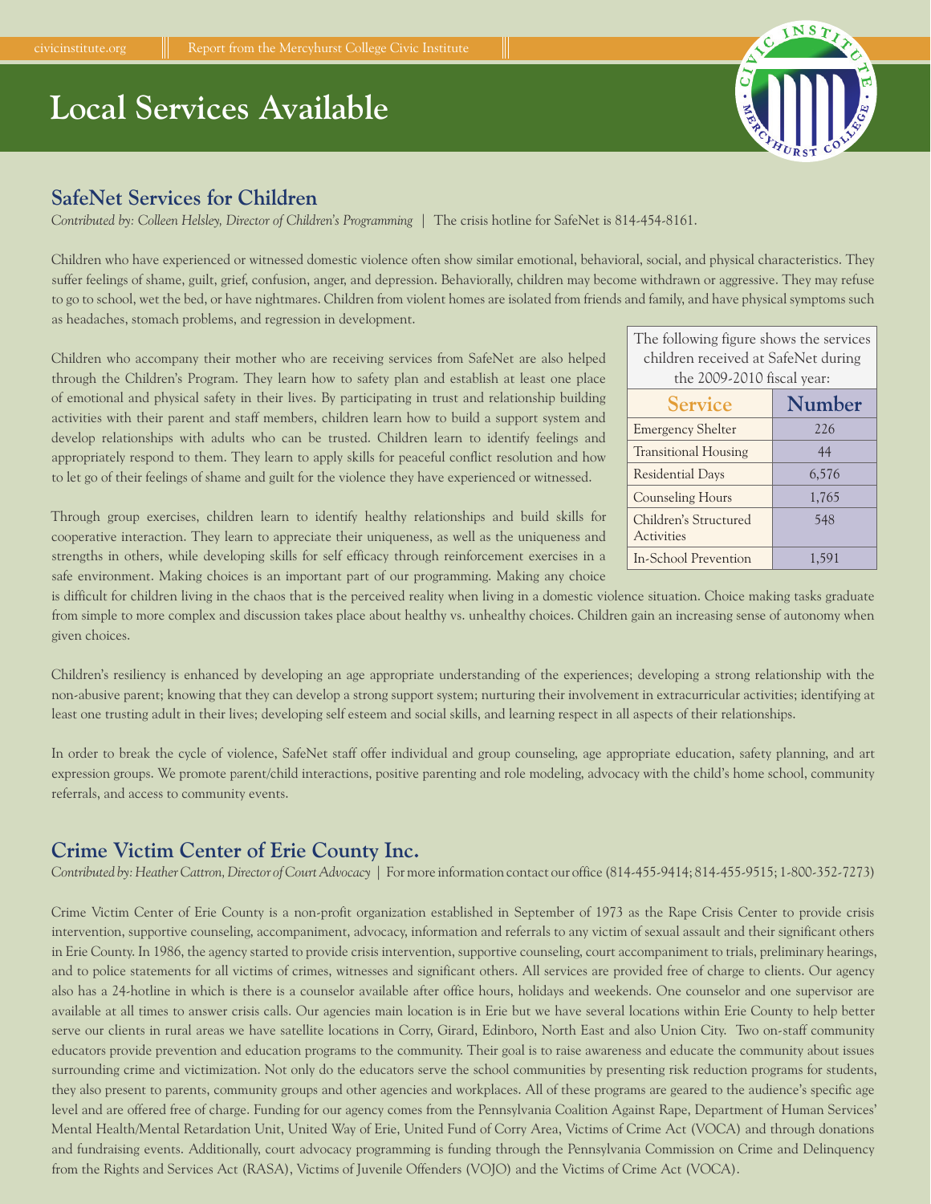# Local Services Available

## SafeNet Services for Children

*Contributed by: Colleen Helsley, Director of Children's Programming* | The crisis hotline for SafeNet is 814-454-8161.

Children who have experienced or witnessed domestic violence often show similar emotional, behavioral, social, and physical characteristics. They suffer feelings of shame, guilt, grief, confusion, anger, and depression. Behaviorally, children may become withdrawn or aggressive. They may refuse to go to school, wet the bed, or have nightmares. Children from violent homes are isolated from friends and family, and have physical symptoms such as headaches, stomach problems, and regression in development.

Children who accompany their mother who are receiving services from SafeNet are also helped through the Children's Program. They learn how to safety plan and establish at least one place of emotional and physical safety in their lives. By participating in trust and relationship building activities with their parent and staff members, children learn how to build a support system and develop relationships with adults who can be trusted. Children learn to identify feelings and appropriately respond to them. They learn to apply skills for peaceful conflict resolution and how to let go of their feelings of shame and guilt for the violence they have experienced or witnessed.

The following figure shows the services children received at SafeNet during the 2009-2010 fiscal year:

| Service | Number |
|---|---|
| Emergency Shelter | 226 |
| Transitional Housing | 44 |
| Residential Days | 6,576 |
| Counseling Hours | 1,765 |
| Children's Structured Activities | 548 |
| In-School Prevention | 1,591 |

Through group exercises, children learn to identify healthy relationships and build skills for cooperative interaction. They learn to appreciate their uniqueness, as well as the uniqueness and strengths in others, while developing skills for self efficacy through reinforcement exercises in a safe environment. Making choices is an important part of our programming. Making any choice is difficult for children living in the chaos that is the perceived reality when living in a domestic violence situation. Choice making tasks graduate from simple to more complex and discussion takes place about healthy vs. unhealthy choices. Children gain an increasing sense of autonomy when given choices.

Children's resiliency is enhanced by developing an age appropriate understanding of the experiences; developing a strong relationship with the non-abusive parent; knowing that they can develop a strong support system; nurturing their involvement in extracurricular activities; identifying at least one trusting adult in their lives; developing self esteem and social skills, and learning respect in all aspects of their relationships.

In order to break the cycle of violence, SafeNet staff offer individual and group counseling, age appropriate education, safety planning, and art expression groups. We promote parent/child interactions, positive parenting and role modeling, advocacy with the child's home school, community referrals, and access to community events.

## Crime Victim Center of Erie County Inc.

*Contributed by: Heather Cattron, Director of Court Advocacy* | For more information contact our office (814-455-9414; 814-455-9515; 1-800-352-7273)

Crime Victim Center of Erie County is a non-profit organization established in September of 1973 as the Rape Crisis Center to provide crisis intervention, supportive counseling, accompaniment, advocacy, information and referrals to any victim of sexual assault and their significant others in Erie County. In 1986, the agency started to provide crisis intervention, supportive counseling, court accompaniment to trials, preliminary hearings, and to police statements for all victims of crimes, witnesses and significant others. All services are provided free of charge to clients. Our agency also has a 24-hotline in which is there is a counselor available after office hours, holidays and weekends. One counselor and one supervisor are available at all times to answer crisis calls. Our agencies main location is in Erie but we have several locations within Erie County to help better serve our clients in rural areas we have satellite locations in Corry, Girard, Edinboro, North East and also Union City. Two on-staff community educators provide prevention and education programs to the community. Their goal is to raise awareness and educate the community about issues surrounding crime and victimization. Not only do the educators serve the school communities by presenting risk reduction programs for students, they also present to parents, community groups and other agencies and workplaces. All of these programs are geared to the audience's specific age level and are offered free of charge. Funding for our agency comes from the Pennsylvania Coalition Against Rape, Department of Human Services' Mental Health/Mental Retardation Unit, United Way of Erie, United Fund of Corry Area, Victims of Crime Act (VOCA) and through donations and fundraising events. Additionally, court advocacy programming is funding through the Pennsylvania Commission on Crime and Delinquency from the Rights and Services Act (RASA), Victims of Juvenile Offenders (VOJO) and the Victims of Crime Act (VOCA).